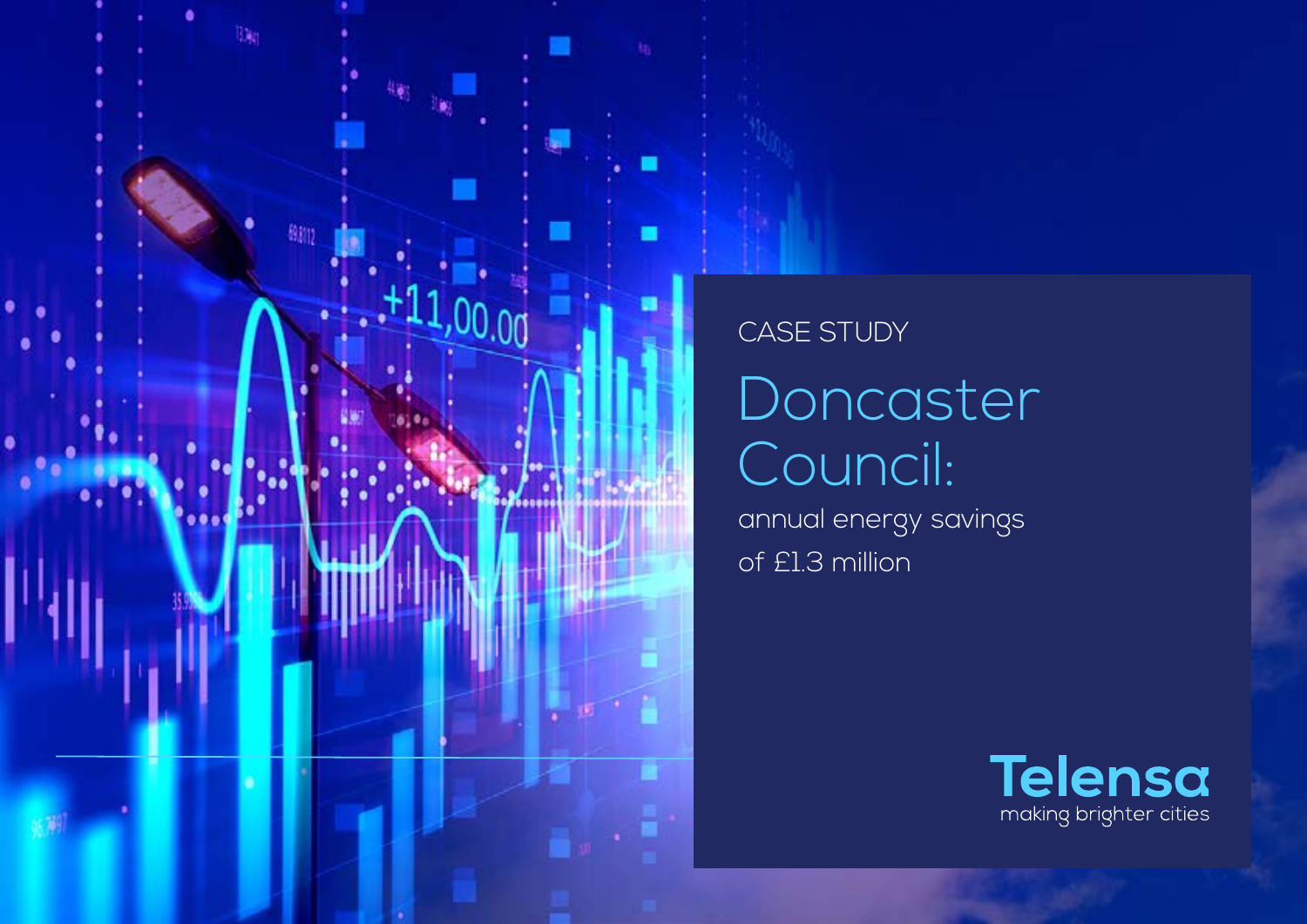CASE STUDY

# Doncaster Council:

annual energy savings of £1.3 million

**Telensa**
making brighter cities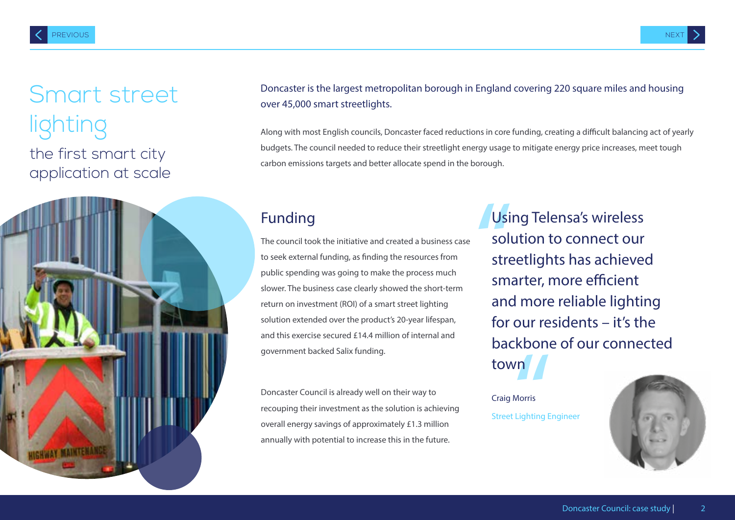# Smart street lighting

## the first smart city application at scale

Doncaster is the largest metropolitan borough in England covering 220 square miles and housing over 45,000 smart streetlights.

Along with most English councils, Doncaster faced reductions in core funding, creating a difficult balancing act of yearly budgets. The council needed to reduce their streetlight energy usage to mitigate energy price increases, meet tough carbon emissions targets and better allocate spend in the borough.

## Funding

The council took the initiative and created a business case to seek external funding, as finding the resources from public spending was going to make the process much slower. The business case clearly showed the short-term return on investment (ROI) of a smart street lighting solution extended over the product's 20-year lifespan, and this exercise secured £14.4 million of internal and government backed Salix funding.

Doncaster Council is already well on their way to recouping their investment as the solution is achieving overall energy savings of approximately £1.3 million annually with potential to increase this in the future.

> "Using Telensa's wireless solution to connect our streetlights has achieved smarter, more efficient and more reliable lighting for our residents – it's the backbone of our connected town"
>
> Craig Morris
>
> Street Lighting Engineer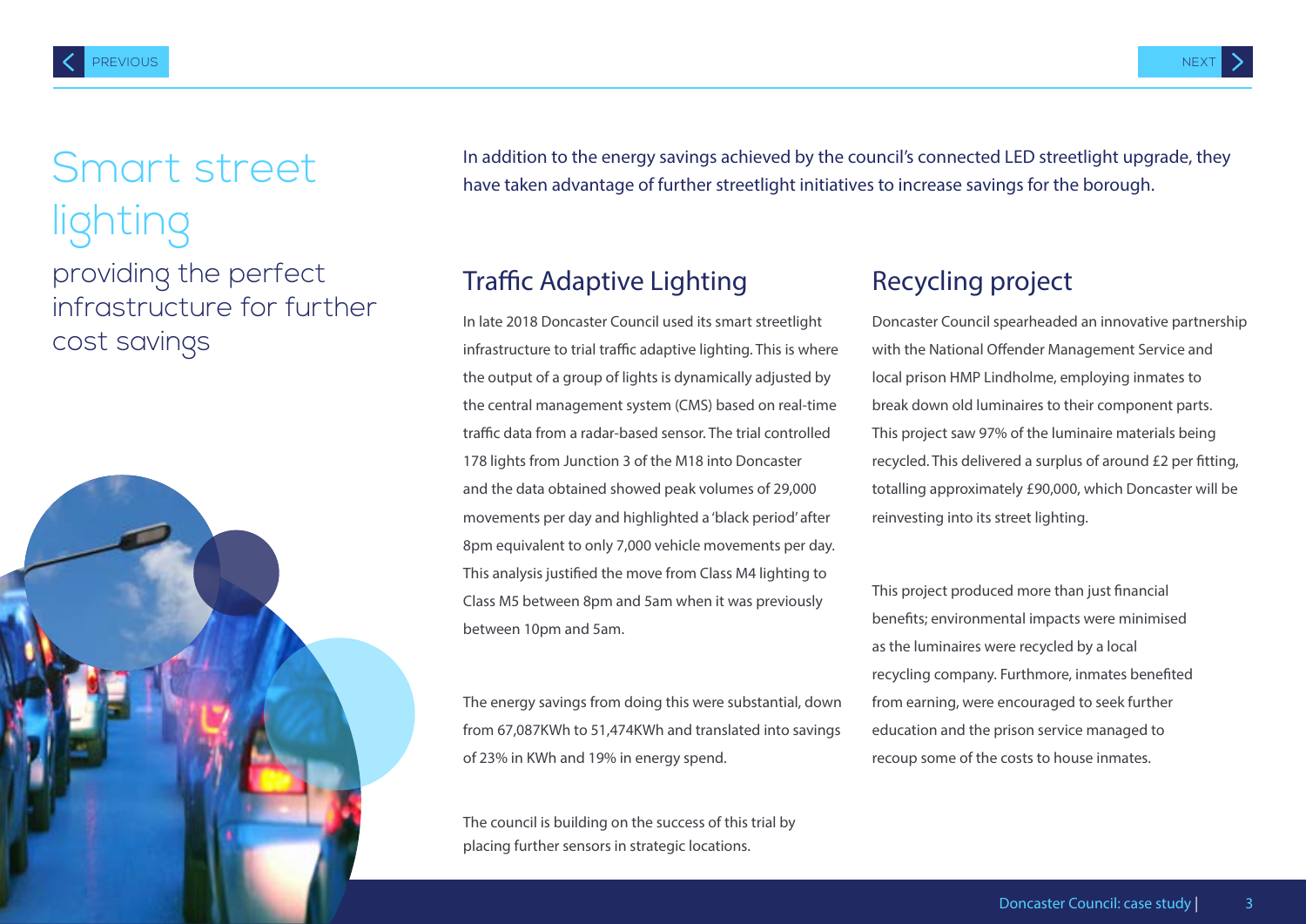# Smart street lighting

## providing the perfect infrastructure for further cost savings

In addition to the energy savings achieved by the council's connected LED streetlight upgrade, they have taken advantage of further streetlight initiatives to increase savings for the borough.

## Traffic Adaptive Lighting

In late 2018 Doncaster Council used its smart streetlight infrastructure to trial traffic adaptive lighting. This is where the output of a group of lights is dynamically adjusted by the central management system (CMS) based on real-time traffic data from a radar-based sensor. The trial controlled 178 lights from Junction 3 of the M18 into Doncaster and the data obtained showed peak volumes of 29,000 movements per day and highlighted a 'black period' after 8pm equivalent to only 7,000 vehicle movements per day. This analysis justified the move from Class M4 lighting to Class M5 between 8pm and 5am when it was previously between 10pm and 5am.

The energy savings from doing this were substantial, down from 67,087KWh to 51,474KWh and translated into savings of 23% in KWh and 19% in energy spend.

The council is building on the success of this trial by placing further sensors in strategic locations.

## Recycling project

Doncaster Council spearheaded an innovative partnership with the National Offender Management Service and local prison HMP Lindholme, employing inmates to break down old luminaires to their component parts. This project saw 97% of the luminaire materials being recycled. This delivered a surplus of around £2 per fitting, totalling approximately £90,000, which Doncaster will be reinvesting into its street lighting.

This project produced more than just financial benefits; environmental impacts were minimised as the luminaires were recycled by a local recycling company. Furthmore, inmates benefited from earning, were encouraged to seek further education and the prison service managed to recoup some of the costs to house inmates.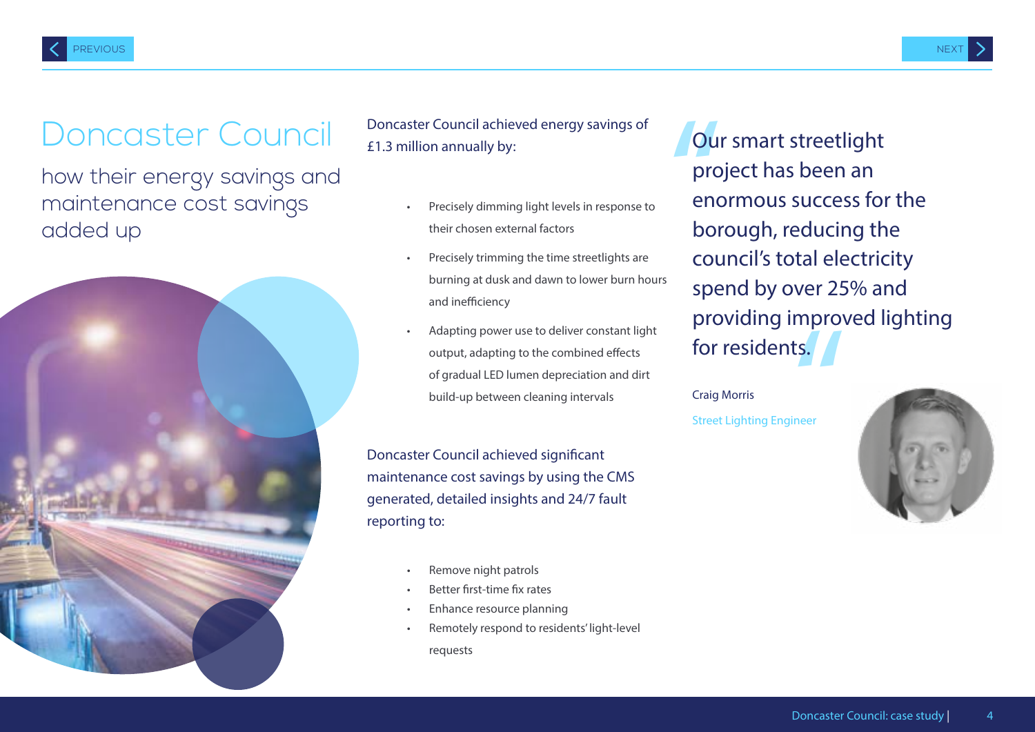# Doncaster Council

## how their energy savings and maintenance cost savings added up

Doncaster Council achieved energy savings of £1.3 million annually by:

- Precisely dimming light levels in response to their chosen external factors
- Precisely trimming the time streetlights are burning at dusk and dawn to lower burn hours and inefficiency
- Adapting power use to deliver constant light output, adapting to the combined effects of gradual LED lumen depreciation and dirt build-up between cleaning intervals

Doncaster Council achieved significant maintenance cost savings by using the CMS generated, detailed insights and 24/7 fault reporting to:

- Remove night patrols
- Better first-time fix rates
- Enhance resource planning
- Remotely respond to residents' light-level requests

> "Our smart streetlight project has been an enormous success for the borough, reducing the council's total electricity spend by over 25% and providing improved lighting for residents."

Craig Morris

Street Lighting Engineer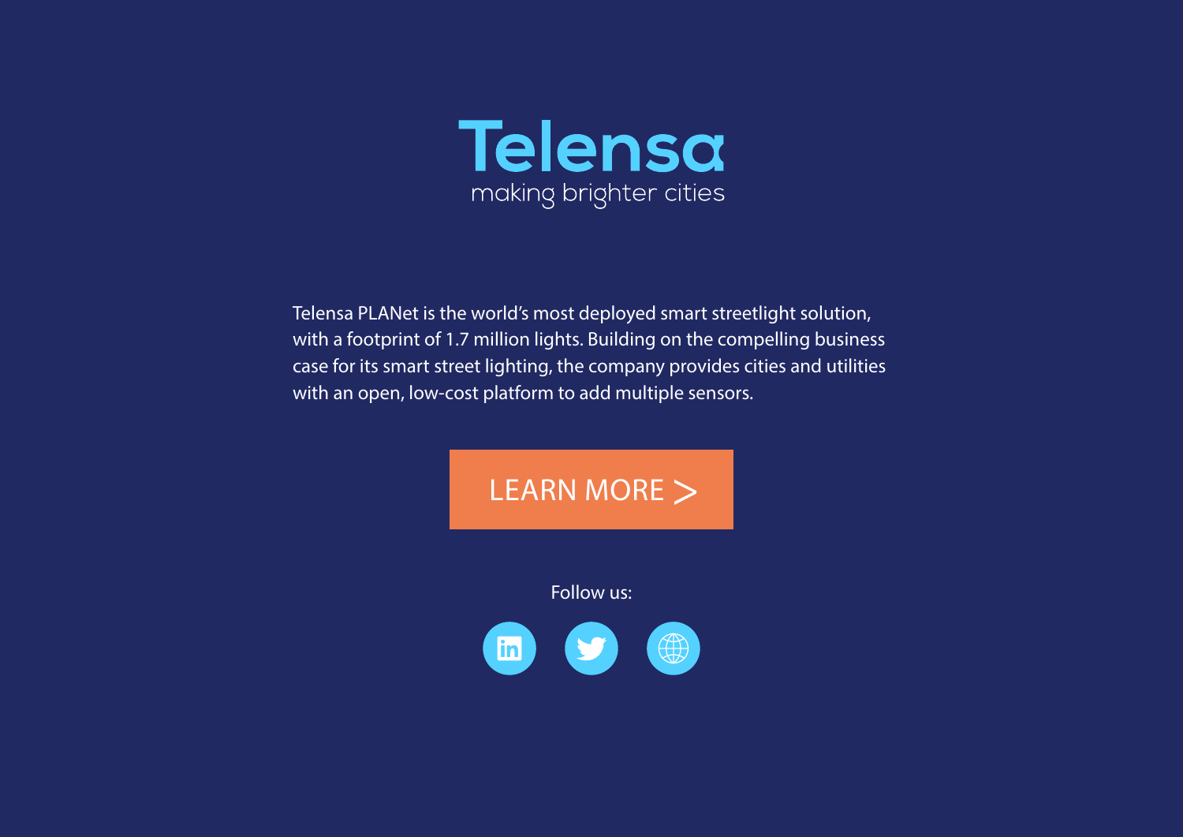# Telensa

making brighter cities

Telensa PLANet is the world's most deployed smart streetlight solution, with a footprint of 1.7 million lights. Building on the compelling business case for its smart street lighting, the company provides cities and utilities with an open, low-cost platform to add multiple sensors.

LEARN MORE >

Follow us: